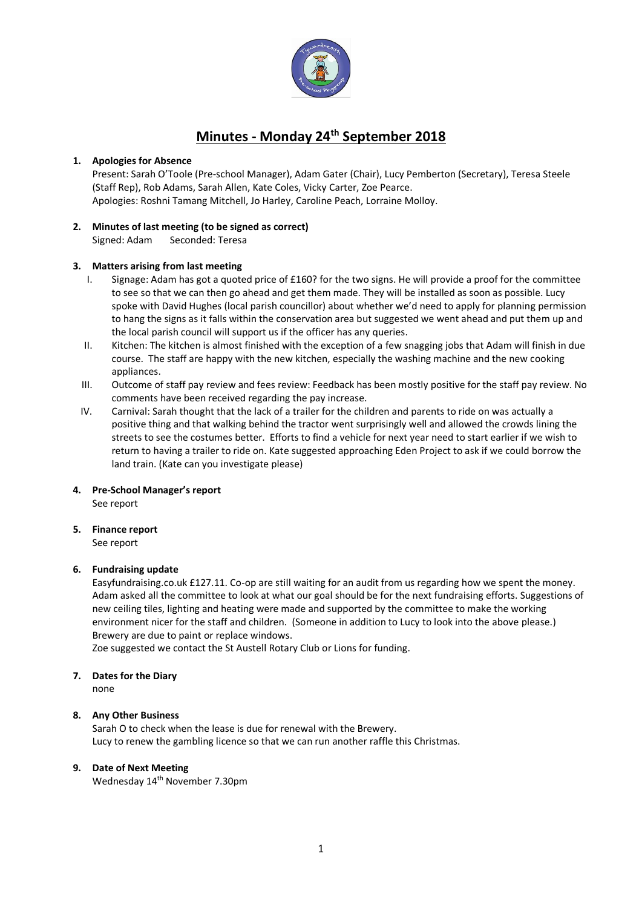# Minutes - Monday 24th September 2018

## 1. Apologies for Absence

Present: Sarah O'Toole (Pre-school Manager), Adam Gater (Chair), Lucy Pemberton (Secretary), Teresa Steele (Staff Rep), Rob Adams, Sarah Allen, Kate Coles, Vicky Carter, Zoe Pearce.
Apologies: Roshni Tamang Mitchell, Jo Harley, Caroline Peach, Lorraine Molloy.

## 2. Minutes of last meeting (to be signed as correct)

Signed: Adam   Seconded: Teresa

## 3. Matters arising from last meeting

I. Signage: Adam has got a quoted price of £160? for the two signs. He will provide a proof for the committee to see so that we can then go ahead and get them made. They will be installed as soon as possible. Lucy spoke with David Hughes (local parish councillor) about whether we'd need to apply for planning permission to hang the signs as it falls within the conservation area but suggested we went ahead and put them up and the local parish council will support us if the officer has any queries.

II. Kitchen: The kitchen is almost finished with the exception of a few snagging jobs that Adam will finish in due course. The staff are happy with the new kitchen, especially the washing machine and the new cooking appliances.

III. Outcome of staff pay review and fees review: Feedback has been mostly positive for the staff pay review. No comments have been received regarding the pay increase.

IV. Carnival: Sarah thought that the lack of a trailer for the children and parents to ride on was actually a positive thing and that walking behind the tractor went surprisingly well and allowed the crowds lining the streets to see the costumes better. Efforts to find a vehicle for next year need to start earlier if we wish to return to having a trailer to ride on. Kate suggested approaching Eden Project to ask if we could borrow the land train. (Kate can you investigate please)

## 4. Pre-School Manager's report

See report

## 5. Finance report

See report

## 6. Fundraising update

Easyfundraising.co.uk £127.11. Co-op are still waiting for an audit from us regarding how we spent the money. Adam asked all the committee to look at what our goal should be for the next fundraising efforts. Suggestions of new ceiling tiles, lighting and heating were made and supported by the committee to make the working environment nicer for the staff and children. (Someone in addition to Lucy to look into the above please.) Brewery are due to paint or replace windows.
Zoe suggested we contact the St Austell Rotary Club or Lions for funding.

## 7. Dates for the Diary

none

## 8. Any Other Business

Sarah O to check when the lease is due for renewal with the Brewery.
Lucy to renew the gambling licence so that we can run another raffle this Christmas.

## 9. Date of Next Meeting

Wednesday 14th November 7.30pm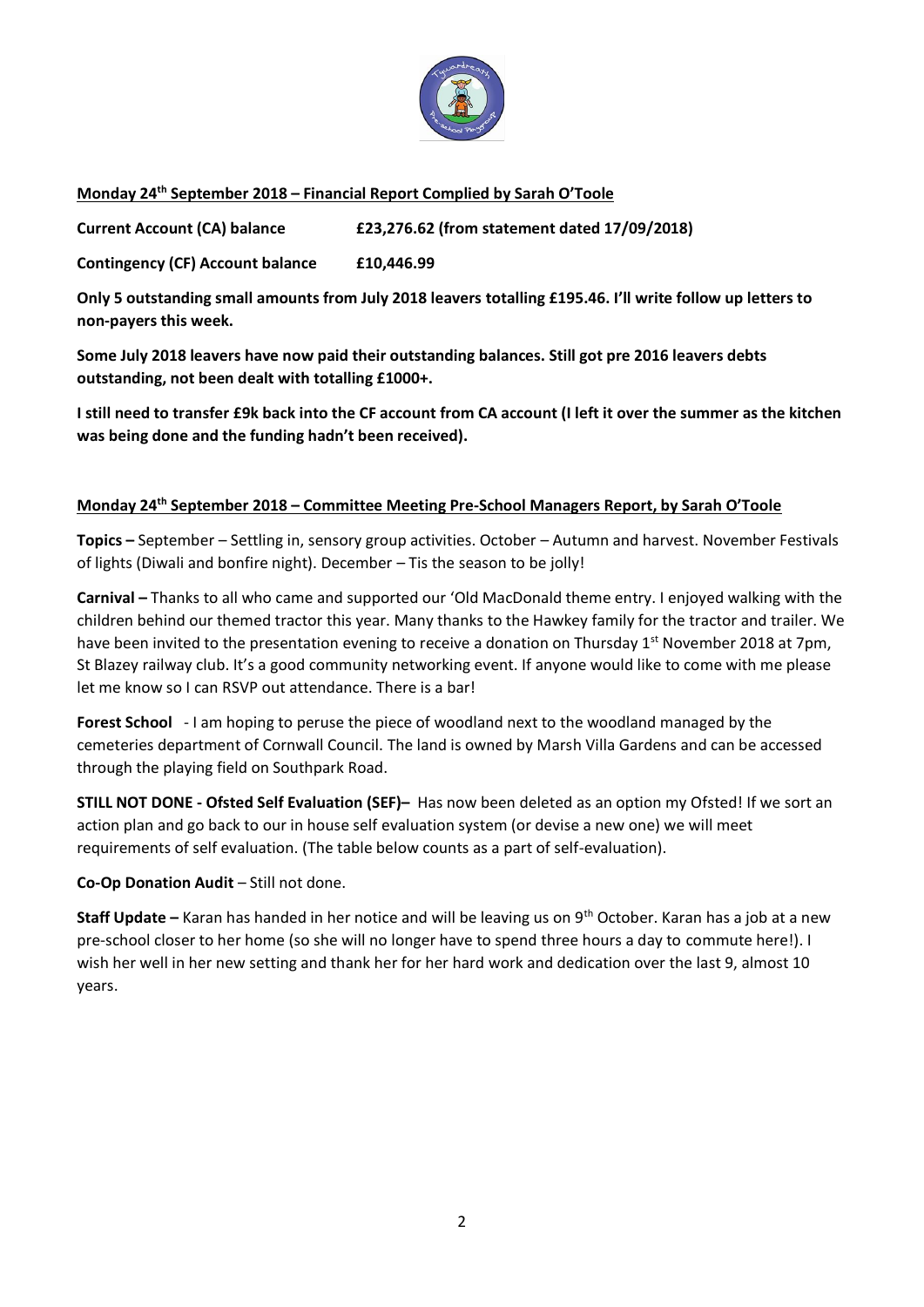**Monday 24th September 2018 – Financial Report Complied by Sarah O'Toole**

**Current Account (CA) balance** **£23,276.62 (from statement dated 17/09/2018)**

**Contingency (CF) Account balance** **£10,446.99**

**Only 5 outstanding small amounts from July 2018 leavers totalling £195.46. I'll write follow up letters to non-payers this week.**

**Some July 2018 leavers have now paid their outstanding balances. Still got pre 2016 leavers debts outstanding, not been dealt with totalling £1000+.**

**I still need to transfer £9k back into the CF account from CA account (I left it over the summer as the kitchen was being done and the funding hadn't been received).**

**Monday 24th September 2018 – Committee Meeting Pre-School Managers Report, by Sarah O'Toole**

**Topics –** September – Settling in, sensory group activities. October – Autumn and harvest. November Festivals of lights (Diwali and bonfire night). December – Tis the season to be jolly!

**Carnival –** Thanks to all who came and supported our 'Old MacDonald theme entry. I enjoyed walking with the children behind our themed tractor this year. Many thanks to the Hawkey family for the tractor and trailer. We have been invited to the presentation evening to receive a donation on Thursday 1st November 2018 at 7pm, St Blazey railway club. It's a good community networking event. If anyone would like to come with me please let me know so I can RSVP out attendance. There is a bar!

**Forest School** - I am hoping to peruse the piece of woodland next to the woodland managed by the cemeteries department of Cornwall Council. The land is owned by Marsh Villa Gardens and can be accessed through the playing field on Southpark Road.

**STILL NOT DONE - Ofsted Self Evaluation (SEF)–** Has now been deleted as an option my Ofsted! If we sort an action plan and go back to our in house self evaluation system (or devise a new one) we will meet requirements of self evaluation. (The table below counts as a part of self-evaluation).

**Co-Op Donation Audit** – Still not done.

**Staff Update –** Karan has handed in her notice and will be leaving us on 9th October. Karan has a job at a new pre-school closer to her home (so she will no longer have to spend three hours a day to commute here!). I wish her well in her new setting and thank her for her hard work and dedication over the last 9, almost 10 years.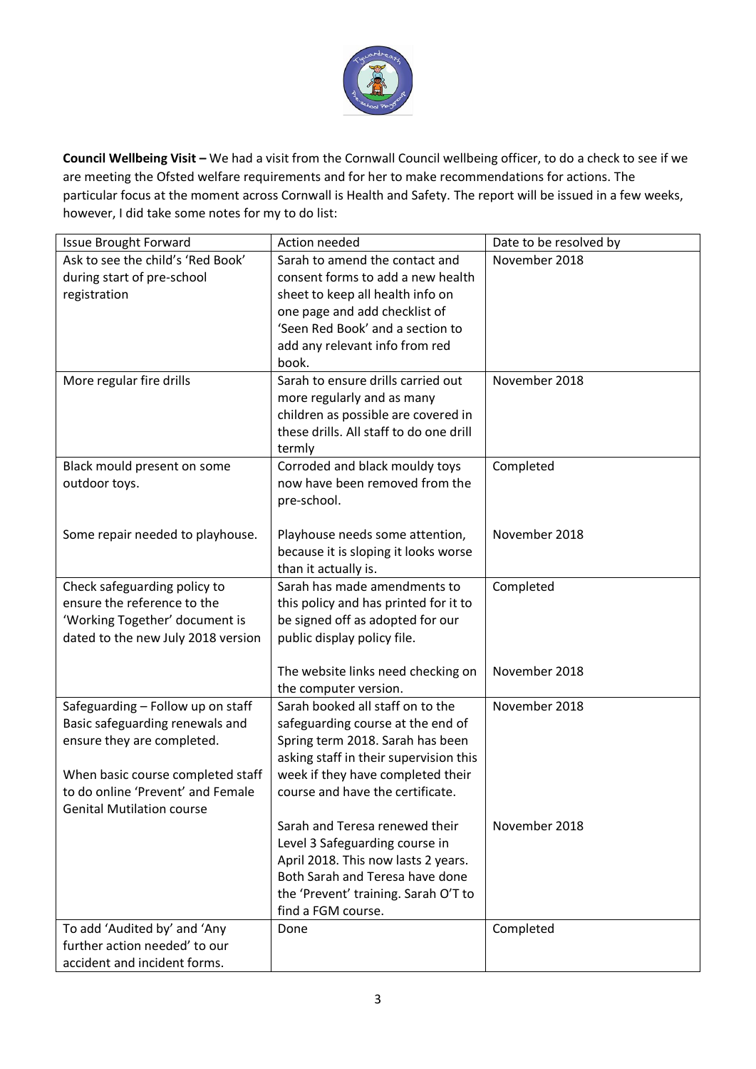**Council Wellbeing Visit –** We had a visit from the Cornwall Council wellbeing officer, to do a check to see if we are meeting the Ofsted welfare requirements and for her to make recommendations for actions. The particular focus at the moment across Cornwall is Health and Safety. The report will be issued in a few weeks, however, I did take some notes for my to do list:

| Issue Brought Forward | Action needed | Date to be resolved by |
|---|---|---|
| Ask to see the child's 'Red Book' during start of pre-school registration | Sarah to amend the contact and consent forms to add a new health sheet to keep all health info on one page and add checklist of 'Seen Red Book' and a section to add any relevant info from red book. | November 2018 |
| More regular fire drills | Sarah to ensure drills carried out more regularly and as many children as possible are covered in these drills. All staff to do one drill termly | November 2018 |
| Black mould present on some outdoor toys. | Corroded and black mouldy toys now have been removed from the pre-school. | Completed |
| Some repair needed to playhouse. | Playhouse needs some attention, because it is sloping it looks worse than it actually is. | November 2018 |
| Check safeguarding policy to ensure the reference to the 'Working Together' document is dated to the new July 2018 version | Sarah has made amendments to this policy and has printed for it to be signed off as adopted for our public display policy file. | Completed |
| | The website links need checking on the computer version. | November 2018 |
| Safeguarding – Follow up on staff Basic safeguarding renewals and ensure they are completed. When basic course completed staff to do online 'Prevent' and Female Genital Mutilation course | Sarah booked all staff on to the safeguarding course at the end of Spring term 2018. Sarah has been asking staff in their supervision this week if they have completed their course and have the certificate. | November 2018 |
| | Sarah and Teresa renewed their Level 3 Safeguarding course in April 2018. This now lasts 2 years. Both Sarah and Teresa have done the 'Prevent' training. Sarah O'T to find a FGM course. | November 2018 |
| To add 'Audited by' and 'Any further action needed' to our accident and incident forms. | Done | Completed |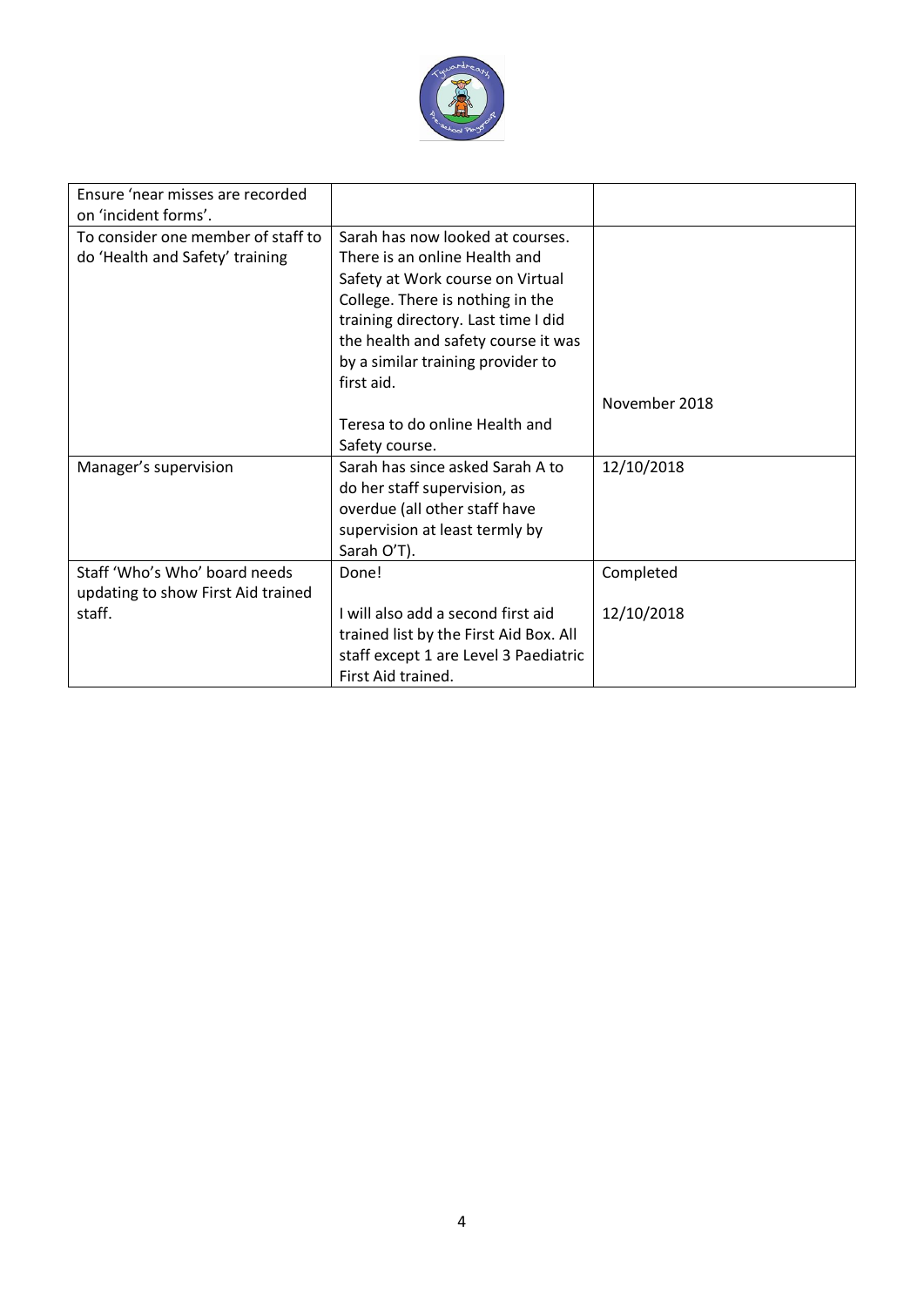| | | |
|---|---|---|
| Ensure 'near misses are recorded on 'incident forms'. | | |
| To consider one member of staff to do 'Health and Safety' training | Sarah has now looked at courses. There is an online Health and Safety at Work course on Virtual College. There is nothing in the training directory. Last time I did the health and safety course it was by a similar training provider to first aid.<br><br>Teresa to do online Health and Safety course. | November 2018 |
| Manager's supervision | Sarah has since asked Sarah A to do her staff supervision, as overdue (all other staff have supervision at least termly by Sarah O'T). | 12/10/2018 |
| Staff 'Who's Who' board needs updating to show First Aid trained staff. | Done!<br><br>I will also add a second first aid trained list by the First Aid Box. All staff except 1 are Level 3 Paediatric First Aid trained. | Completed<br><br>12/10/2018 |